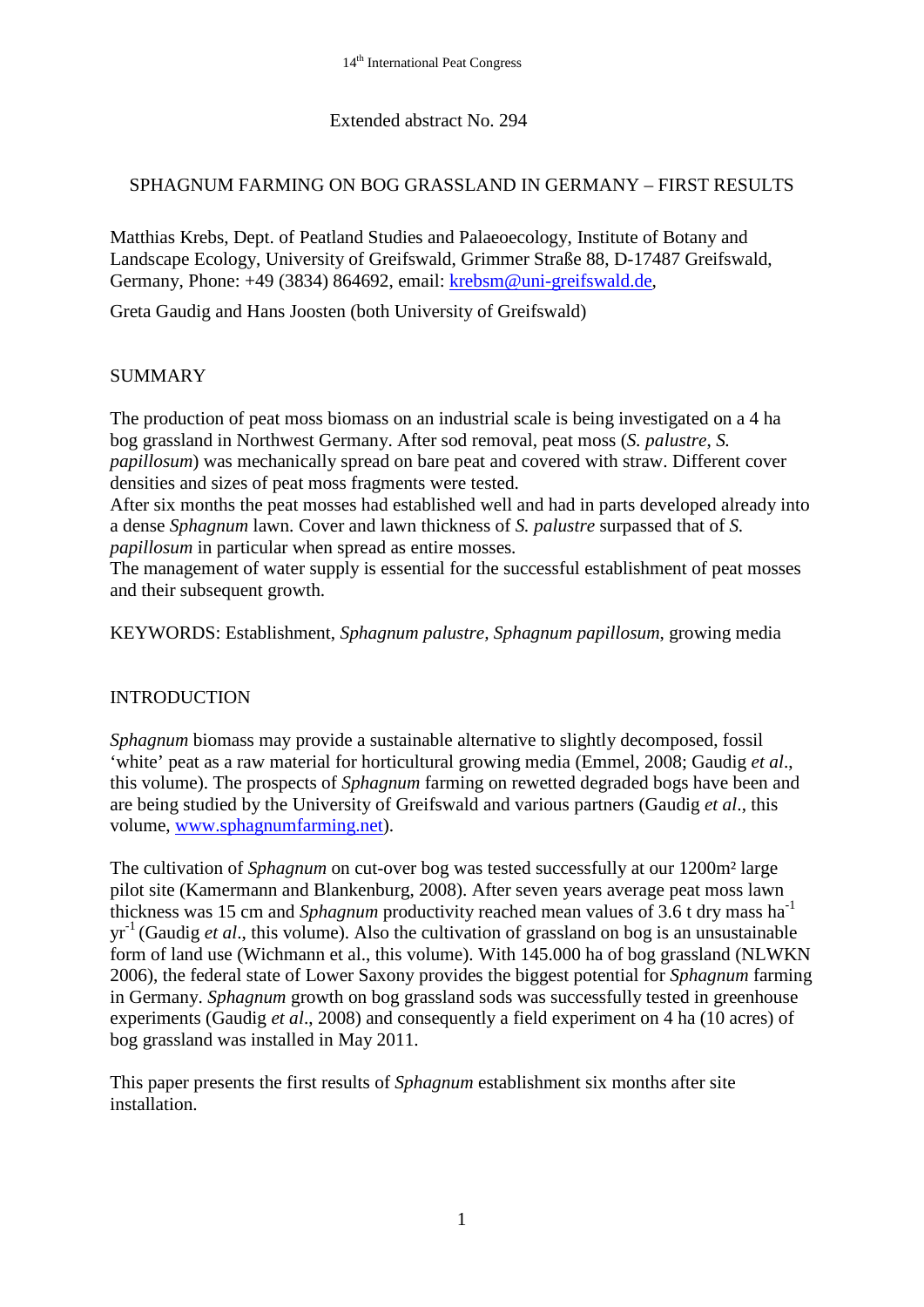Extended abstract No. 294

# SPHAGNUM FARMING ON BOG GRASSLAND IN GERMANY – FIRST RESULTS

Matthias Krebs, Dept. of Peatland Studies and Palaeoecology, Institute of Botany and Landscape Ecology, University of Greifswald, Grimmer Straße 88, D-17487 Greifswald, Germany, Phone: +49 (3834) 864692, email: krebsm@uni-greifswald.de,

Greta Gaudig and Hans Joosten (both University of Greifswald)

## SUMMARY

The production of peat moss biomass on an industrial scale is being investigated on a 4 ha bog grassland in Northwest Germany. After sod removal, peat moss (*S. palustre*, *S. papillosum*) was mechanically spread on bare peat and covered with straw. Different cover densities and sizes of peat moss fragments were tested.

After six months the peat mosses had established well and had in parts developed already into a dense *Sphagnum* lawn. Cover and lawn thickness of *S. palustre* surpassed that of *S. papillosum* in particular when spread as entire mosses.

The management of water supply is essential for the successful establishment of peat mosses and their subsequent growth.

KEYWORDS: Establishment, *Sphagnum palustre, Sphagnum papillosum*, growing media

## INTRODUCTION

*Sphagnum* biomass may provide a sustainable alternative to slightly decomposed, fossil 'white' peat as a raw material for horticultural growing media (Emmel, 2008; Gaudig *et al*., this volume). The prospects of *Sphagnum* farming on rewetted degraded bogs have been and are being studied by the University of Greifswald and various partners (Gaudig *et al*., this volume, www.sphagnumfarming.net).

The cultivation of *Sphagnum* on cut-over bog was tested successfully at our 1200m² large pilot site (Kamermann and Blankenburg, 2008). After seven years average peat moss lawn thickness was 15 cm and *Sphagnum* productivity reached mean values of 3.6 t dry mass $ha^{-1}$ $yr^{-1}$ (Gaudig *et al*., this volume). Also the cultivation of grassland on bog is an unsustainable form of land use (Wichmann et al., this volume). With 145.000 ha of bog grassland (NLWKN 2006), the federal state of Lower Saxony provides the biggest potential for *Sphagnum* farming in Germany. *Sphagnum* growth on bog grassland sods was successfully tested in greenhouse experiments (Gaudig *et al*., 2008) and consequently a field experiment on 4 ha (10 acres) of bog grassland was installed in May 2011.

This paper presents the first results of *Sphagnum* establishment six months after site installation.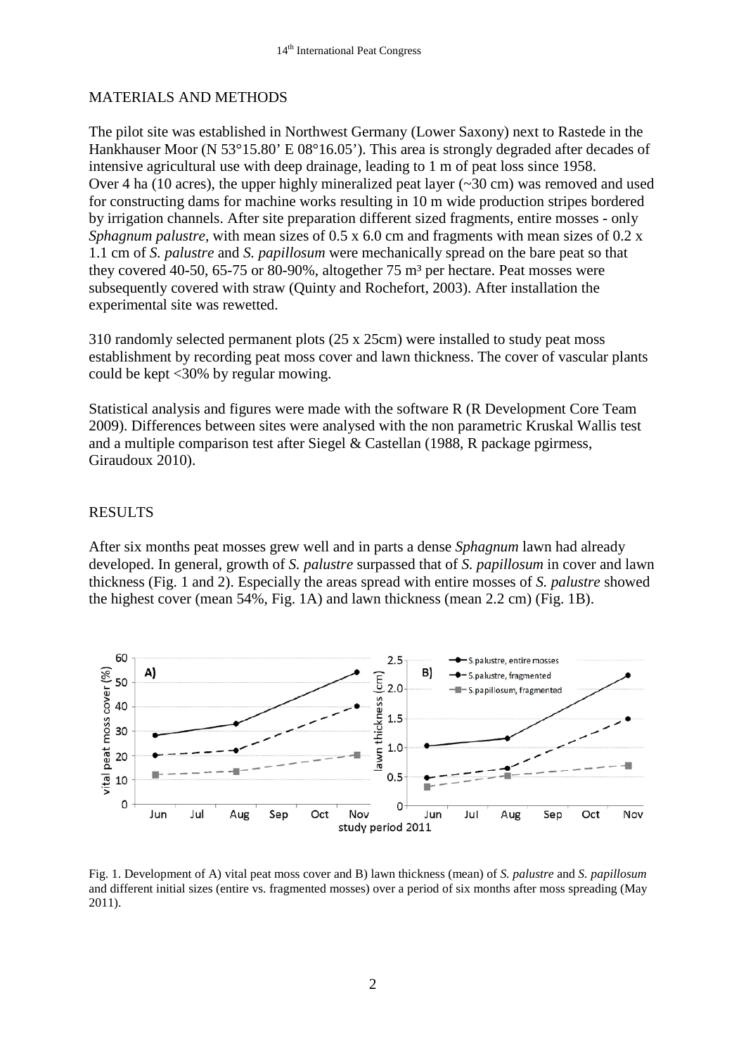## MATERIALS AND METHODS

The pilot site was established in Northwest Germany (Lower Saxony) next to Rastede in the Hankhauser Moor (N 53°15.80' E 08°16.05'). This area is strongly degraded after decades of intensive agricultural use with deep drainage, leading to 1 m of peat loss since 1958. Over 4 ha (10 acres), the upper highly mineralized peat layer (~30 cm) was removed and used for constructing dams for machine works resulting in 10 m wide production stripes bordered by irrigation channels. After site preparation different sized fragments, entire mosses - only *Sphagnum palustre*, with mean sizes of 0.5 x 6.0 cm and fragments with mean sizes of 0.2 x 1.1 cm of *S. palustre* and *S. papillosum* were mechanically spread on the bare peat so that they covered 40-50, 65-75 or 80-90%, altogether 75 m³ per hectare. Peat mosses were subsequently covered with straw (Quinty and Rochefort, 2003). After installation the experimental site was rewetted.

310 randomly selected permanent plots (25 x 25cm) were installed to study peat moss establishment by recording peat moss cover and lawn thickness. The cover of vascular plants could be kept <30% by regular mowing.

Statistical analysis and figures were made with the software R (R Development Core Team 2009). Differences between sites were analysed with the non parametric Kruskal Wallis test and a multiple comparison test after Siegel & Castellan (1988, R package pgirmess, Giraudoux 2010).

## RESULTS

After six months peat mosses grew well and in parts a dense *Sphagnum* lawn had already developed. In general, growth of *S. palustre* surpassed that of *S. papillosum* in cover and lawn thickness (Fig. 1 and 2). Especially the areas spread with entire mosses of *S. palustre* showed the highest cover (mean 54%, Fig. 1A) and lawn thickness (mean 2.2 cm) (Fig. 1B).

Fig. 1. Development of A) vital peat moss cover and B) lawn thickness (mean) of *S. palustre* and *S. papillosum* and different initial sizes (entire vs. fragmented mosses) over a period of six months after moss spreading (May 2011).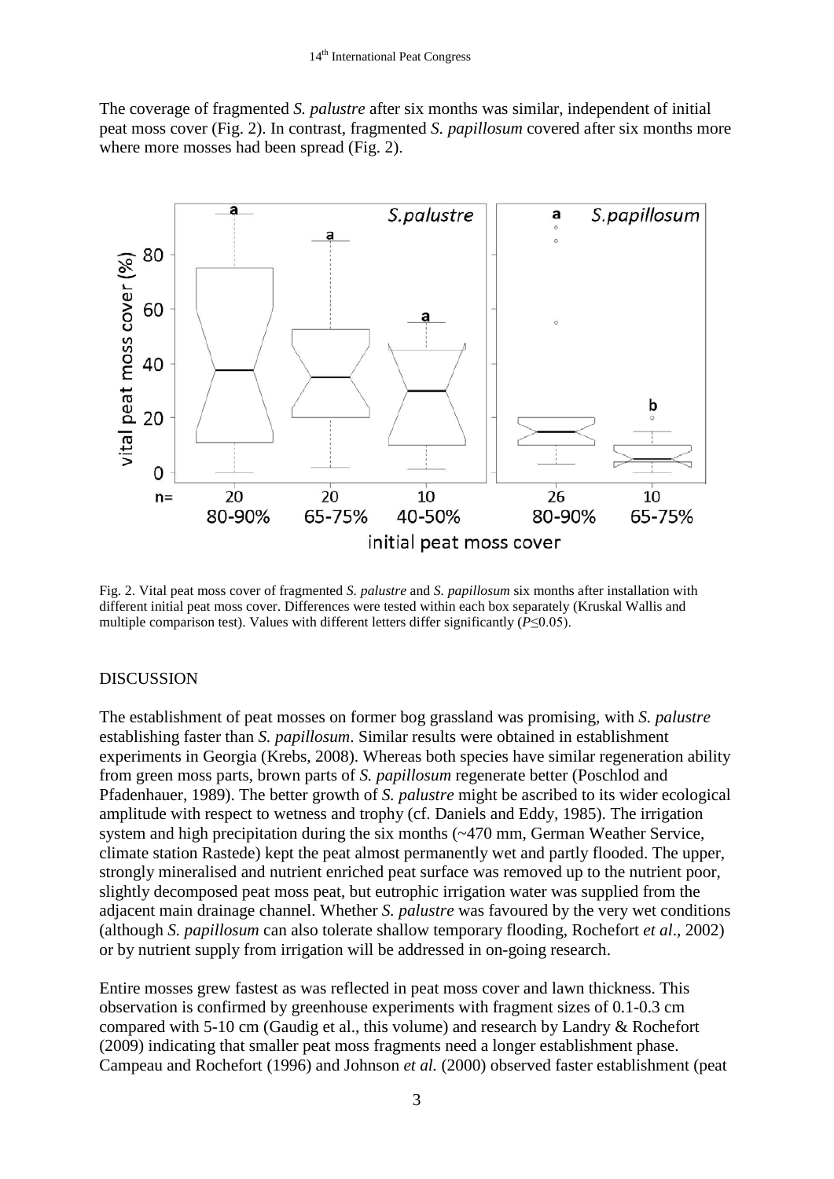The coverage of fragmented *S. palustre* after six months was similar, independent of initial peat moss cover (Fig. 2). In contrast, fragmented *S. papillosum* covered after six months more where more mosses had been spread (Fig. 2).

Fig. 2. Vital peat moss cover of fragmented *S. palustre* and *S. papillosum* six months after installation with different initial peat moss cover. Differences were tested within each box separately (Kruskal Wallis and multiple comparison test). Values with different letters differ significantly ($P \leq 0.05$).

## DISCUSSION

The establishment of peat mosses on former bog grassland was promising, with *S. palustre* establishing faster than *S. papillosum*. Similar results were obtained in establishment experiments in Georgia (Krebs, 2008). Whereas both species have similar regeneration ability from green moss parts, brown parts of *S. papillosum* regenerate better (Poschlod and Pfadenhauer, 1989). The better growth of *S. palustre* might be ascribed to its wider ecological amplitude with respect to wetness and trophy (cf. Daniels and Eddy, 1985). The irrigation system and high precipitation during the six months (~470 mm, German Weather Service, climate station Rastede) kept the peat almost permanently wet and partly flooded. The upper, strongly mineralised and nutrient enriched peat surface was removed up to the nutrient poor, slightly decomposed peat moss peat, but eutrophic irrigation water was supplied from the adjacent main drainage channel. Whether *S. palustre* was favoured by the very wet conditions (although *S. papillosum* can also tolerate shallow temporary flooding, Rochefort *et al*., 2002) or by nutrient supply from irrigation will be addressed in on-going research.

Entire mosses grew fastest as was reflected in peat moss cover and lawn thickness. This observation is confirmed by greenhouse experiments with fragment sizes of 0.1-0.3 cm compared with 5-10 cm (Gaudig et al., this volume) and research by Landry & Rochefort (2009) indicating that smaller peat moss fragments need a longer establishment phase. Campeau and Rochefort (1996) and Johnson *et al.* (2000) observed faster establishment (peat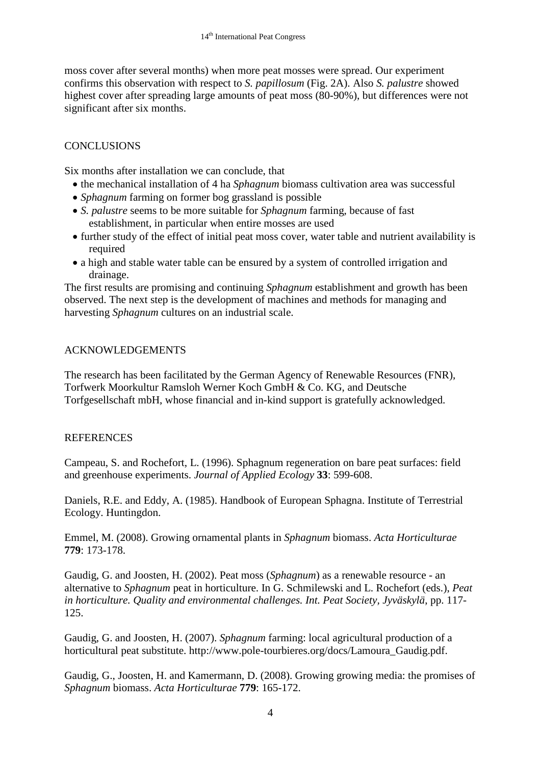moss cover after several months) when more peat mosses were spread. Our experiment confirms this observation with respect to *S. papillosum* (Fig. 2A). Also *S. palustre* showed highest cover after spreading large amounts of peat moss (80-90%), but differences were not significant after six months.

## CONCLUSIONS

Six months after installation we can conclude, that

- the mechanical installation of 4 ha *Sphagnum* biomass cultivation area was successful
- *Sphagnum* farming on former bog grassland is possible
- *S. palustre* seems to be more suitable for *Sphagnum* farming, because of fast establishment, in particular when entire mosses are used
- further study of the effect of initial peat moss cover, water table and nutrient availability is required
- a high and stable water table can be ensured by a system of controlled irrigation and drainage.

The first results are promising and continuing *Sphagnum* establishment and growth has been observed. The next step is the development of machines and methods for managing and harvesting *Sphagnum* cultures on an industrial scale.

## ACKNOWLEDGEMENTS

The research has been facilitated by the German Agency of Renewable Resources (FNR), Torfwerk Moorkultur Ramsloh Werner Koch GmbH & Co. KG, and Deutsche Torfgesellschaft mbH, whose financial and in-kind support is gratefully acknowledged.

## REFERENCES

Campeau, S. and Rochefort, L. (1996). Sphagnum regeneration on bare peat surfaces: field and greenhouse experiments. *Journal of Applied Ecology* **33**: 599-608.

Daniels, R.E. and Eddy, A. (1985). Handbook of European Sphagna. Institute of Terrestrial Ecology. Huntingdon.

Emmel, M. (2008). Growing ornamental plants in *Sphagnum* biomass. *Acta Horticulturae* **779**: 173-178.

Gaudig, G. and Joosten, H. (2002). Peat moss (*Sphagnum*) as a renewable resource - an alternative to *Sphagnum* peat in horticulture. In G. Schmilewski and L. Rochefort (eds.), *Peat in horticulture. Quality and environmental challenges. Int. Peat Society, Jyväskylä*, pp. 117-125.

Gaudig, G. and Joosten, H. (2007). *Sphagnum* farming: local agricultural production of a horticultural peat substitute. http://www.pole-tourbieres.org/docs/Lamoura_Gaudig.pdf.

Gaudig, G., Joosten, H. and Kamermann, D. (2008). Growing growing media: the promises of *Sphagnum* biomass. *Acta Horticulturae* **779**: 165-172.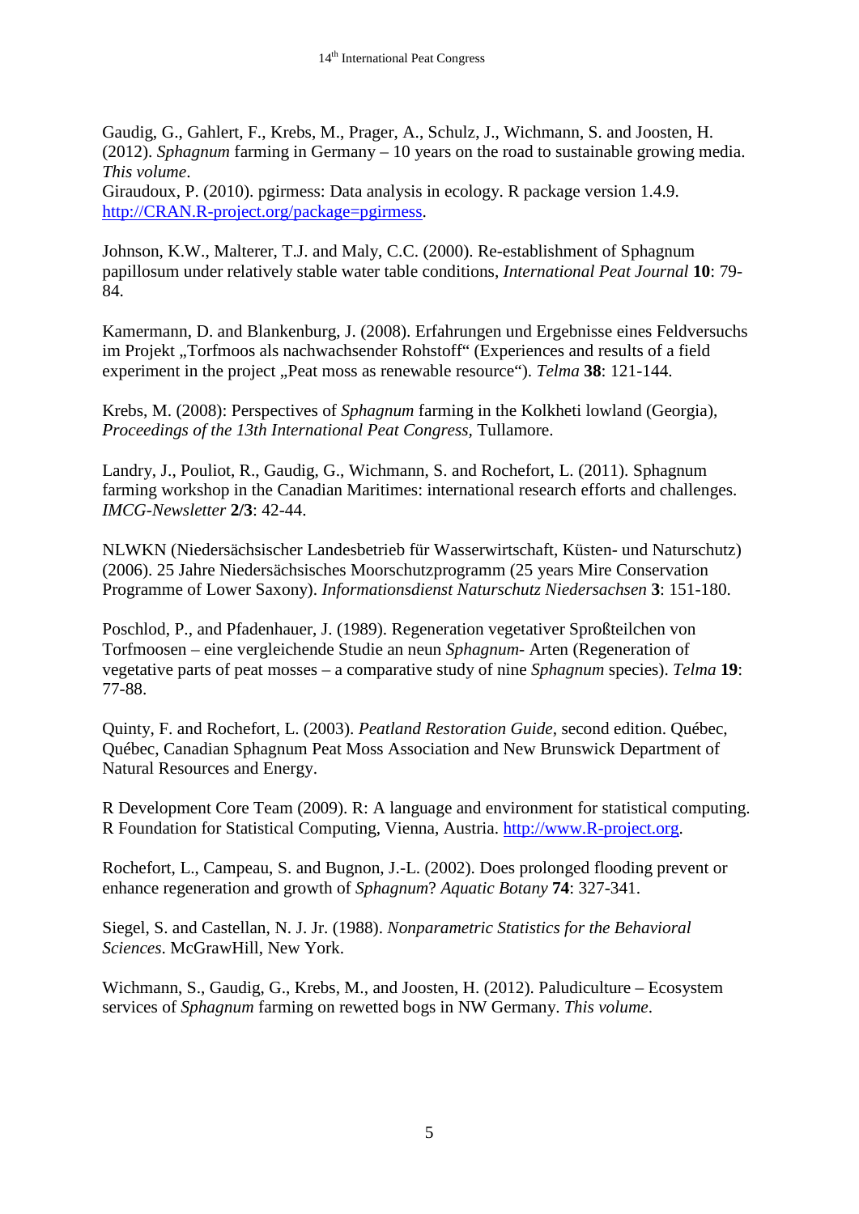Gaudig, G., Gahlert, F., Krebs, M., Prager, A., Schulz, J., Wichmann, S. and Joosten, H. (2012). *Sphagnum* farming in Germany – 10 years on the road to sustainable growing media. *This volume*.
Giraudoux, P. (2010). pgirmess: Data analysis in ecology. R package version 1.4.9. http://CRAN.R-project.org/package=pgirmess.

Johnson, K.W., Malterer, T.J. and Maly, C.C. (2000). Re-establishment of Sphagnum papillosum under relatively stable water table conditions, *International Peat Journal* **10**: 79-84.

Kamermann, D. and Blankenburg, J. (2008). Erfahrungen und Ergebnisse eines Feldversuchs im Projekt „Torfmoos als nachwachsender Rohstoff" (Experiences and results of a field experiment in the project „Peat moss as renewable resource"). *Telma* **38**: 121-144.

Krebs, M. (2008): Perspectives of *Sphagnum* farming in the Kolkheti lowland (Georgia), *Proceedings of the 13th International Peat Congress*, Tullamore.

Landry, J., Pouliot, R., Gaudig, G., Wichmann, S. and Rochefort, L. (2011). Sphagnum farming workshop in the Canadian Maritimes: international research efforts and challenges. *IMCG-Newsletter* **2/3**: 42-44.

NLWKN (Niedersächsischer Landesbetrieb für Wasserwirtschaft, Küsten- und Naturschutz) (2006). 25 Jahre Niedersächsisches Moorschutzprogramm (25 years Mire Conservation Programme of Lower Saxony). *Informationsdienst Naturschutz Niedersachsen* **3**: 151-180.

Poschlod, P., and Pfadenhauer, J. (1989). Regeneration vegetativer Sproßteilchen von Torfmoosen – eine vergleichende Studie an neun *Sphagnum*- Arten (Regeneration of vegetative parts of peat mosses – a comparative study of nine *Sphagnum* species). *Telma* **19**: 77-88.

Quinty, F. and Rochefort, L. (2003). *Peatland Restoration Guide*, second edition. Québec, Québec, Canadian Sphagnum Peat Moss Association and New Brunswick Department of Natural Resources and Energy.

R Development Core Team (2009). R: A language and environment for statistical computing. R Foundation for Statistical Computing, Vienna, Austria. http://www.R-project.org.

Rochefort, L., Campeau, S. and Bugnon, J.-L. (2002). Does prolonged flooding prevent or enhance regeneration and growth of *Sphagnum*? *Aquatic Botany* **74**: 327-341.

Siegel, S. and Castellan, N. J. Jr. (1988). *Nonparametric Statistics for the Behavioral Sciences*. McGrawHill, New York.

Wichmann, S., Gaudig, G., Krebs, M., and Joosten, H. (2012). Paludiculture – Ecosystem services of *Sphagnum* farming on rewetted bogs in NW Germany. *This volume*.